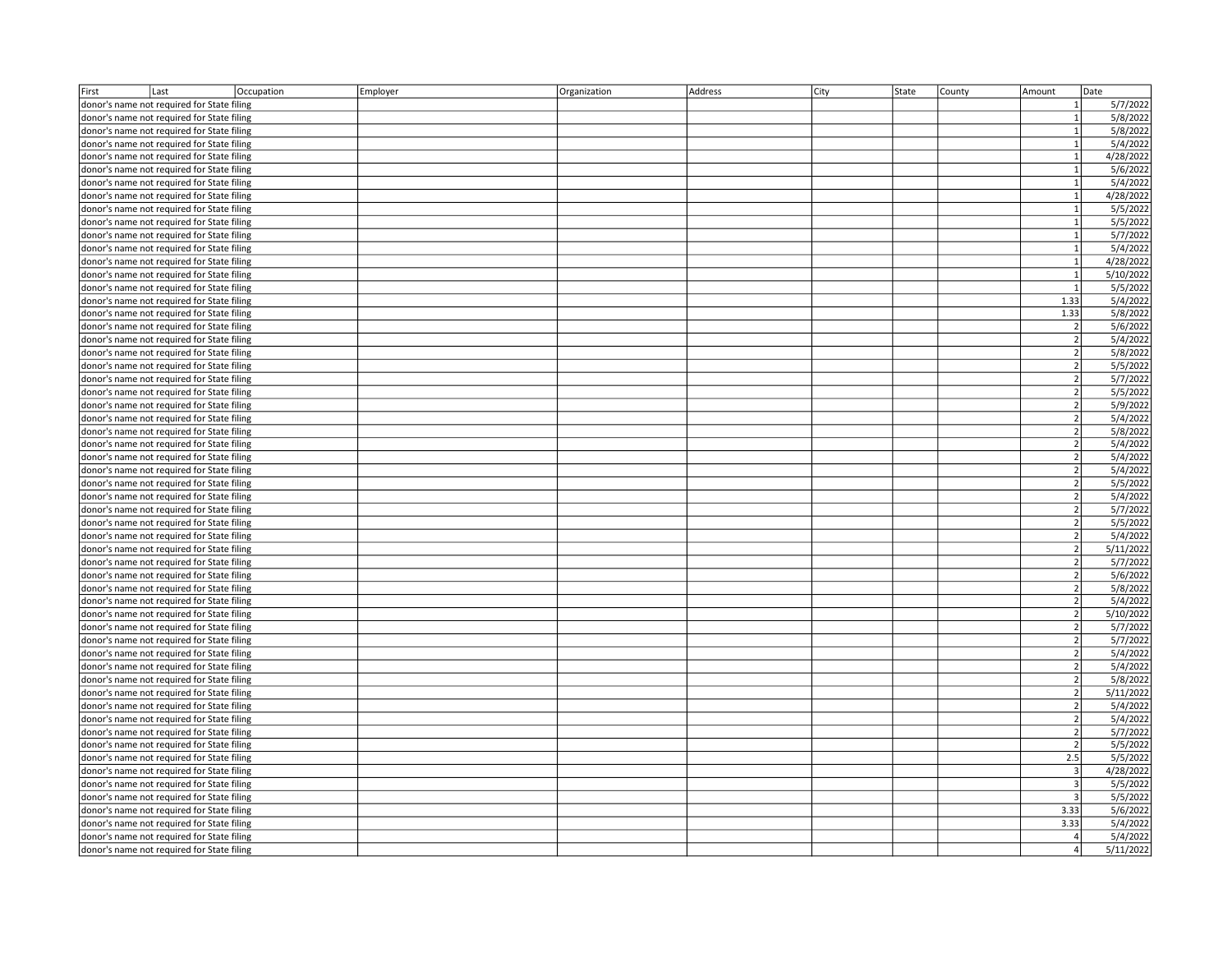| First | Last | Occupation | Employer | Organization | Address | City | State | County | Amount | Date |
|---|---|---|---|---|---|---|---|---|---|---|
| donor's name not required for State filing | | | | | | | | | 1 | 5/7/2022 |
| donor's name not required for State filing | | | | | | | | | 1 | 5/8/2022 |
| donor's name not required for State filing | | | | | | | | | 1 | 5/8/2022 |
| donor's name not required for State filing | | | | | | | | | 1 | 5/4/2022 |
| donor's name not required for State filing | | | | | | | | | 1 | 4/28/2022 |
| donor's name not required for State filing | | | | | | | | | 1 | 5/6/2022 |
| donor's name not required for State filing | | | | | | | | | 1 | 5/4/2022 |
| donor's name not required for State filing | | | | | | | | | 1 | 4/28/2022 |
| donor's name not required for State filing | | | | | | | | | 1 | 5/5/2022 |
| donor's name not required for State filing | | | | | | | | | 1 | 5/5/2022 |
| donor's name not required for State filing | | | | | | | | | 1 | 5/7/2022 |
| donor's name not required for State filing | | | | | | | | | 1 | 5/4/2022 |
| donor's name not required for State filing | | | | | | | | | 1 | 4/28/2022 |
| donor's name not required for State filing | | | | | | | | | 1 | 5/10/2022 |
| donor's name not required for State filing | | | | | | | | | 1 | 5/5/2022 |
| donor's name not required for State filing | | | | | | | | | 1.33 | 5/4/2022 |
| donor's name not required for State filing | | | | | | | | | 1.33 | 5/8/2022 |
| donor's name not required for State filing | | | | | | | | | 2 | 5/6/2022 |
| donor's name not required for State filing | | | | | | | | | 2 | 5/4/2022 |
| donor's name not required for State filing | | | | | | | | | 2 | 5/8/2022 |
| donor's name not required for State filing | | | | | | | | | 2 | 5/5/2022 |
| donor's name not required for State filing | | | | | | | | | 2 | 5/7/2022 |
| donor's name not required for State filing | | | | | | | | | 2 | 5/5/2022 |
| donor's name not required for State filing | | | | | | | | | 2 | 5/9/2022 |
| donor's name not required for State filing | | | | | | | | | 2 | 5/4/2022 |
| donor's name not required for State filing | | | | | | | | | 2 | 5/8/2022 |
| donor's name not required for State filing | | | | | | | | | 2 | 5/4/2022 |
| donor's name not required for State filing | | | | | | | | | 2 | 5/4/2022 |
| donor's name not required for State filing | | | | | | | | | 2 | 5/4/2022 |
| donor's name not required for State filing | | | | | | | | | 2 | 5/5/2022 |
| donor's name not required for State filing | | | | | | | | | 2 | 5/4/2022 |
| donor's name not required for State filing | | | | | | | | | 2 | 5/7/2022 |
| donor's name not required for State filing | | | | | | | | | 2 | 5/5/2022 |
| donor's name not required for State filing | | | | | | | | | 2 | 5/4/2022 |
| donor's name not required for State filing | | | | | | | | | 2 | 5/11/2022 |
| donor's name not required for State filing | | | | | | | | | 2 | 5/7/2022 |
| donor's name not required for State filing | | | | | | | | | 2 | 5/6/2022 |
| donor's name not required for State filing | | | | | | | | | 2 | 5/8/2022 |
| donor's name not required for State filing | | | | | | | | | 2 | 5/4/2022 |
| donor's name not required for State filing | | | | | | | | | 2 | 5/10/2022 |
| donor's name not required for State filing | | | | | | | | | 2 | 5/7/2022 |
| donor's name not required for State filing | | | | | | | | | 2 | 5/7/2022 |
| donor's name not required for State filing | | | | | | | | | 2 | 5/4/2022 |
| donor's name not required for State filing | | | | | | | | | 2 | 5/4/2022 |
| donor's name not required for State filing | | | | | | | | | 2 | 5/8/2022 |
| donor's name not required for State filing | | | | | | | | | 2 | 5/11/2022 |
| donor's name not required for State filing | | | | | | | | | 2 | 5/4/2022 |
| donor's name not required for State filing | | | | | | | | | 2 | 5/4/2022 |
| donor's name not required for State filing | | | | | | | | | 2 | 5/7/2022 |
| donor's name not required for State filing | | | | | | | | | 2 | 5/5/2022 |
| donor's name not required for State filing | | | | | | | | | 2.5 | 5/5/2022 |
| donor's name not required for State filing | | | | | | | | | 3 | 4/28/2022 |
| donor's name not required for State filing | | | | | | | | | 3 | 5/5/2022 |
| donor's name not required for State filing | | | | | | | | | 3 | 5/5/2022 |
| donor's name not required for State filing | | | | | | | | | 3.33 | 5/6/2022 |
| donor's name not required for State filing | | | | | | | | | 3.33 | 5/4/2022 |
| donor's name not required for State filing | | | | | | | | | 4 | 5/4/2022 |
| donor's name not required for State filing | | | | | | | | | 4 | 5/11/2022 |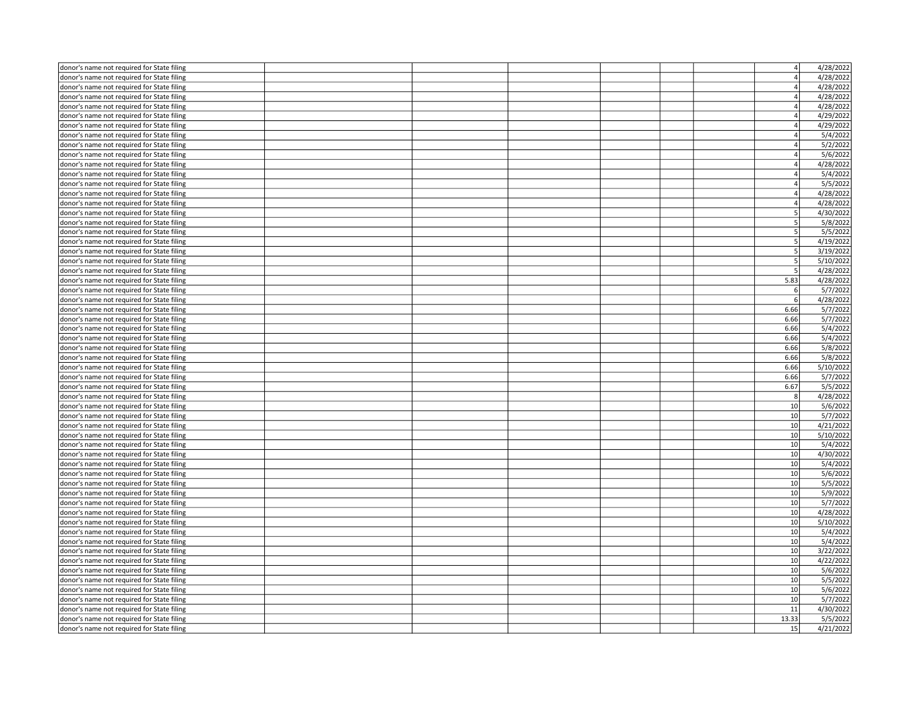| | | | | | | | | |
|---|---|---|---|---|---|---|---|---|
| donor's name not required for State filing | | | | | | | 4 | 4/28/2022 |
| donor's name not required for State filing | | | | | | | 4 | 4/28/2022 |
| donor's name not required for State filing | | | | | | | 4 | 4/28/2022 |
| donor's name not required for State filing | | | | | | | 4 | 4/28/2022 |
| donor's name not required for State filing | | | | | | | 4 | 4/28/2022 |
| donor's name not required for State filing | | | | | | | 4 | 4/29/2022 |
| donor's name not required for State filing | | | | | | | 4 | 4/29/2022 |
| donor's name not required for State filing | | | | | | | 4 | 5/4/2022 |
| donor's name not required for State filing | | | | | | | 4 | 5/2/2022 |
| donor's name not required for State filing | | | | | | | 4 | 5/6/2022 |
| donor's name not required for State filing | | | | | | | 4 | 4/28/2022 |
| donor's name not required for State filing | | | | | | | 4 | 5/4/2022 |
| donor's name not required for State filing | | | | | | | 4 | 5/5/2022 |
| donor's name not required for State filing | | | | | | | 4 | 4/28/2022 |
| donor's name not required for State filing | | | | | | | 4 | 4/28/2022 |
| donor's name not required for State filing | | | | | | | 5 | 4/30/2022 |
| donor's name not required for State filing | | | | | | | 5 | 5/8/2022 |
| donor's name not required for State filing | | | | | | | 5 | 5/5/2022 |
| donor's name not required for State filing | | | | | | | 5 | 4/19/2022 |
| donor's name not required for State filing | | | | | | | 5 | 3/19/2022 |
| donor's name not required for State filing | | | | | | | 5 | 5/10/2022 |
| donor's name not required for State filing | | | | | | | 5 | 4/28/2022 |
| donor's name not required for State filing | | | | | | | 5.83 | 4/28/2022 |
| donor's name not required for State filing | | | | | | | 6 | 5/7/2022 |
| donor's name not required for State filing | | | | | | | 6 | 4/28/2022 |
| donor's name not required for State filing | | | | | | | 6.66 | 5/7/2022 |
| donor's name not required for State filing | | | | | | | 6.66 | 5/7/2022 |
| donor's name not required for State filing | | | | | | | 6.66 | 5/4/2022 |
| donor's name not required for State filing | | | | | | | 6.66 | 5/4/2022 |
| donor's name not required for State filing | | | | | | | 6.66 | 5/8/2022 |
| donor's name not required for State filing | | | | | | | 6.66 | 5/8/2022 |
| donor's name not required for State filing | | | | | | | 6.66 | 5/10/2022 |
| donor's name not required for State filing | | | | | | | 6.66 | 5/7/2022 |
| donor's name not required for State filing | | | | | | | 6.67 | 5/5/2022 |
| donor's name not required for State filing | | | | | | | 8 | 4/28/2022 |
| donor's name not required for State filing | | | | | | | 10 | 5/6/2022 |
| donor's name not required for State filing | | | | | | | 10 | 5/7/2022 |
| donor's name not required for State filing | | | | | | | 10 | 4/21/2022 |
| donor's name not required for State filing | | | | | | | 10 | 5/10/2022 |
| donor's name not required for State filing | | | | | | | 10 | 5/4/2022 |
| donor's name not required for State filing | | | | | | | 10 | 4/30/2022 |
| donor's name not required for State filing | | | | | | | 10 | 5/4/2022 |
| donor's name not required for State filing | | | | | | | 10 | 5/6/2022 |
| donor's name not required for State filing | | | | | | | 10 | 5/5/2022 |
| donor's name not required for State filing | | | | | | | 10 | 5/9/2022 |
| donor's name not required for State filing | | | | | | | 10 | 5/7/2022 |
| donor's name not required for State filing | | | | | | | 10 | 4/28/2022 |
| donor's name not required for State filing | | | | | | | 10 | 5/10/2022 |
| donor's name not required for State filing | | | | | | | 10 | 5/4/2022 |
| donor's name not required for State filing | | | | | | | 10 | 5/4/2022 |
| donor's name not required for State filing | | | | | | | 10 | 3/22/2022 |
| donor's name not required for State filing | | | | | | | 10 | 4/22/2022 |
| donor's name not required for State filing | | | | | | | 10 | 5/6/2022 |
| donor's name not required for State filing | | | | | | | 10 | 5/5/2022 |
| donor's name not required for State filing | | | | | | | 10 | 5/6/2022 |
| donor's name not required for State filing | | | | | | | 10 | 5/7/2022 |
| donor's name not required for State filing | | | | | | | 11 | 4/30/2022 |
| donor's name not required for State filing | | | | | | | 13.33 | 5/5/2022 |
| donor's name not required for State filing | | | | | | | 15 | 4/21/2022 |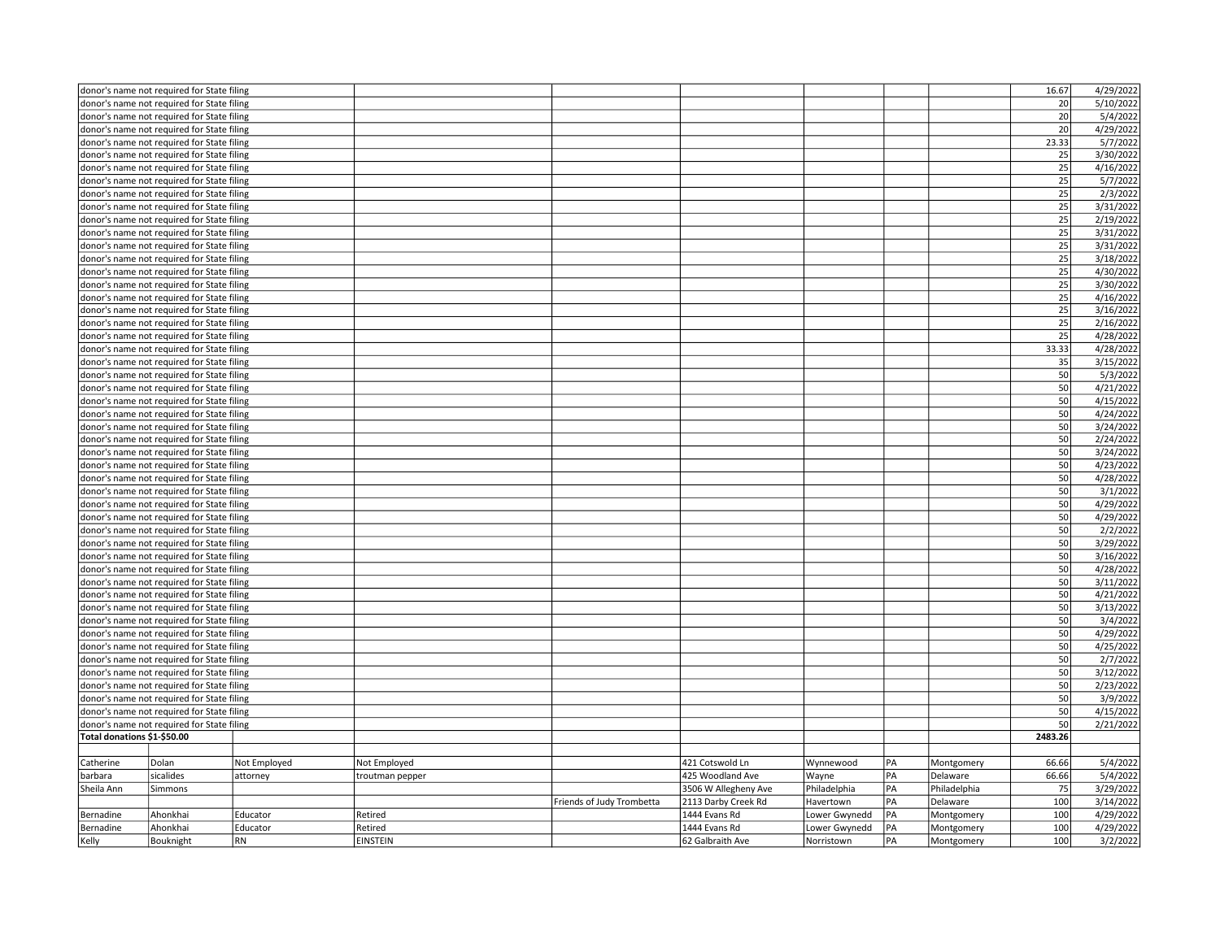| | | | | | | | | | | |
|---|---|---|---|---|---|---|---|---|---|---|
| donor's name not required for State filing | | | | | | | | | 16.67 | 4/29/2022 |
| donor's name not required for State filing | | | | | | | | | 20 | 5/10/2022 |
| donor's name not required for State filing | | | | | | | | | 20 | 5/4/2022 |
| donor's name not required for State filing | | | | | | | | | 20 | 4/29/2022 |
| donor's name not required for State filing | | | | | | | | | 23.33 | 5/7/2022 |
| donor's name not required for State filing | | | | | | | | | 25 | 3/30/2022 |
| donor's name not required for State filing | | | | | | | | | 25 | 4/16/2022 |
| donor's name not required for State filing | | | | | | | | | 25 | 5/7/2022 |
| donor's name not required for State filing | | | | | | | | | 25 | 2/3/2022 |
| donor's name not required for State filing | | | | | | | | | 25 | 3/31/2022 |
| donor's name not required for State filing | | | | | | | | | 25 | 2/19/2022 |
| donor's name not required for State filing | | | | | | | | | 25 | 3/31/2022 |
| donor's name not required for State filing | | | | | | | | | 25 | 3/31/2022 |
| donor's name not required for State filing | | | | | | | | | 25 | 3/18/2022 |
| donor's name not required for State filing | | | | | | | | | 25 | 4/30/2022 |
| donor's name not required for State filing | | | | | | | | | 25 | 3/30/2022 |
| donor's name not required for State filing | | | | | | | | | 25 | 4/16/2022 |
| donor's name not required for State filing | | | | | | | | | 25 | 3/16/2022 |
| donor's name not required for State filing | | | | | | | | | 25 | 2/16/2022 |
| donor's name not required for State filing | | | | | | | | | 25 | 4/28/2022 |
| donor's name not required for State filing | | | | | | | | | 33.33 | 4/28/2022 |
| donor's name not required for State filing | | | | | | | | | 35 | 3/15/2022 |
| donor's name not required for State filing | | | | | | | | | 50 | 5/3/2022 |
| donor's name not required for State filing | | | | | | | | | 50 | 4/21/2022 |
| donor's name not required for State filing | | | | | | | | | 50 | 4/15/2022 |
| donor's name not required for State filing | | | | | | | | | 50 | 4/24/2022 |
| donor's name not required for State filing | | | | | | | | | 50 | 3/24/2022 |
| donor's name not required for State filing | | | | | | | | | 50 | 2/24/2022 |
| donor's name not required for State filing | | | | | | | | | 50 | 3/24/2022 |
| donor's name not required for State filing | | | | | | | | | 50 | 4/23/2022 |
| donor's name not required for State filing | | | | | | | | | 50 | 4/28/2022 |
| donor's name not required for State filing | | | | | | | | | 50 | 3/1/2022 |
| donor's name not required for State filing | | | | | | | | | 50 | 4/29/2022 |
| donor's name not required for State filing | | | | | | | | | 50 | 4/29/2022 |
| donor's name not required for State filing | | | | | | | | | 50 | 2/2/2022 |
| donor's name not required for State filing | | | | | | | | | 50 | 3/29/2022 |
| donor's name not required for State filing | | | | | | | | | 50 | 3/16/2022 |
| donor's name not required for State filing | | | | | | | | | 50 | 4/28/2022 |
| donor's name not required for State filing | | | | | | | | | 50 | 3/11/2022 |
| donor's name not required for State filing | | | | | | | | | 50 | 4/21/2022 |
| donor's name not required for State filing | | | | | | | | | 50 | 3/13/2022 |
| donor's name not required for State filing | | | | | | | | | 50 | 3/4/2022 |
| donor's name not required for State filing | | | | | | | | | 50 | 4/29/2022 |
| donor's name not required for State filing | | | | | | | | | 50 | 4/25/2022 |
| donor's name not required for State filing | | | | | | | | | 50 | 2/7/2022 |
| donor's name not required for State filing | | | | | | | | | 50 | 3/12/2022 |
| donor's name not required for State filing | | | | | | | | | 50 | 2/23/2022 |
| donor's name not required for State filing | | | | | | | | | 50 | 3/9/2022 |
| donor's name not required for State filing | | | | | | | | | 50 | 4/15/2022 |
| donor's name not required for State filing | | | | | | | | | 50 | 2/21/2022 |
| **Total donations $1-$50.00** | | | | | | | | | **2483.26** | |
| | | | | | | | | | | |
| Catherine | Dolan | Not Employed | Not Employed | | 421 Cotswold Ln | Wynnewood | PA | Montgomery | 66.66 | 5/4/2022 |
| barbara | sicalides | attorney | troutman pepper | | 425 Woodland Ave | Wayne | PA | Delaware | 66.66 | 5/4/2022 |
| Sheila Ann | Simmons | | | | 3506 W Allegheny Ave | Philadelphia | PA | Philadelphia | 75 | 3/29/2022 |
| | | | | Friends of Judy Trombetta | 2113 Darby Creek Rd | Havertown | PA | Delaware | 100 | 3/14/2022 |
| Bernadine | Ahonkhai | Educator | Retired | | 1444 Evans Rd | Lower Gwynedd | PA | Montgomery | 100 | 4/29/2022 |
| Bernadine | Ahonkhai | Educator | Retired | | 1444 Evans Rd | Lower Gwynedd | PA | Montgomery | 100 | 4/29/2022 |
| Kelly | Bouknight | RN | EINSTEIN | | 62 Galbraith Ave | Norristown | PA | Montgomery | 100 | 3/2/2022 |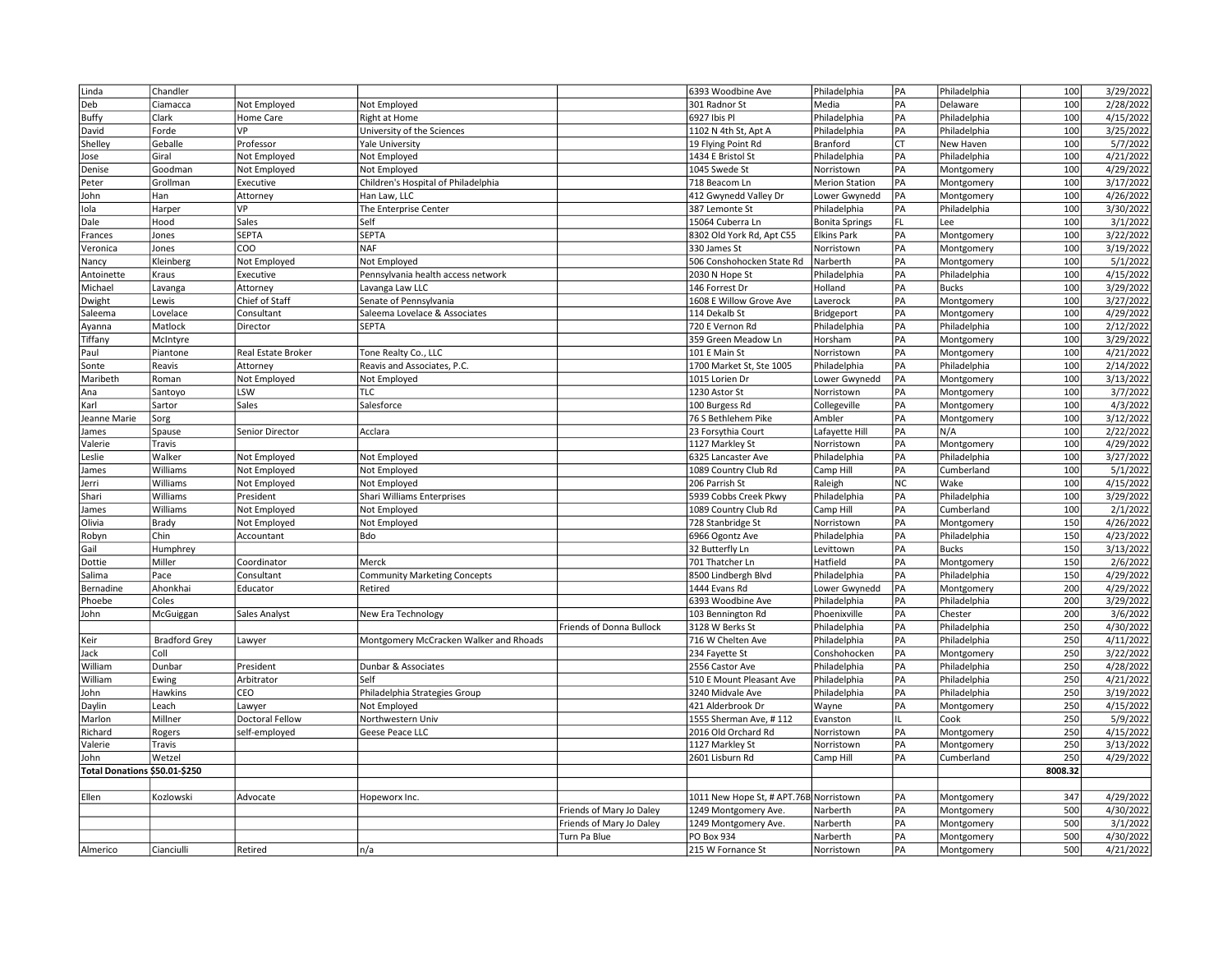| | | | | | | | | | | |
|---|---|---|---|---|---|---|---|---|---|---|
| Linda | Chandler | | | | 6393 Woodbine Ave | Philadelphia | PA | Philadelphia | 100 | 3/29/2022 |
| Deb | Ciamacca | Not Employed | Not Employed | | 301 Radnor St | Media | PA | Delaware | 100 | 2/28/2022 |
| Buffy | Clark | Home Care | Right at Home | | 6927 Ibis Pl | Philadelphia | PA | Philadelphia | 100 | 4/15/2022 |
| David | Forde | VP | University of the Sciences | | 1102 N 4th St, Apt A | Philadelphia | PA | Philadelphia | 100 | 3/25/2022 |
| Shelley | Geballe | Professor | Yale University | | 19 Flying Point Rd | Branford | CT | New Haven | 100 | 5/7/2022 |
| Jose | Giral | Not Employed | Not Employed | | 1434 E Bristol St | Philadelphia | PA | Philadelphia | 100 | 4/21/2022 |
| Denise | Goodman | Not Employed | Not Employed | | 1045 Swede St | Norristown | PA | Montgomery | 100 | 4/29/2022 |
| Peter | Grollman | Executive | Children's Hospital of Philadelphia | | 718 Beacom Ln | Merion Station | PA | Montgomery | 100 | 3/17/2022 |
| John | Han | Attorney | Han Law, LLC | | 412 Gwynedd Valley Dr | Lower Gwynedd | PA | Montgomery | 100 | 4/26/2022 |
| Iola | Harper | VP | The Enterprise Center | | 387 Lemonte St | Philadelphia | PA | Philadelphia | 100 | 3/30/2022 |
| Dale | Hood | Sales | Self | | 15064 Cuberra Ln | Bonita Springs | FL | Lee | 100 | 3/1/2022 |
| Frances | Jones | SEPTA | SEPTA | | 8302 Old York Rd, Apt C55 | Elkins Park | PA | Montgomery | 100 | 3/22/2022 |
| Veronica | Jones | COO | NAF | | 330 James St | Norristown | PA | Montgomery | 100 | 3/19/2022 |
| Nancy | Kleinberg | Not Employed | Not Employed | | 506 Conshohocken State Rd | Narberth | PA | Montgomery | 100 | 5/1/2022 |
| Antoinette | Kraus | Executive | Pennsylvania health access network | | 2030 N Hope St | Philadelphia | PA | Philadelphia | 100 | 4/15/2022 |
| Michael | Lavanga | Attorney | Lavanga Law LLC | | 146 Forrest Dr | Holland | PA | Bucks | 100 | 3/29/2022 |
| Dwight | Lewis | Chief of Staff | Senate of Pennsylvania | | 1608 E Willow Grove Ave | Laverock | PA | Montgomery | 100 | 3/27/2022 |
| Saleema | Lovelace | Consultant | Saleema Lovelace & Associates | | 114 Dekalb St | Bridgeport | PA | Montgomery | 100 | 4/29/2022 |
| Ayanna | Matlock | Director | SEPTA | | 720 E Vernon Rd | Philadelphia | PA | Philadelphia | 100 | 2/12/2022 |
| Tiffany | McIntyre | | | | 359 Green Meadow Ln | Horsham | PA | Montgomery | 100 | 3/29/2022 |
| Paul | Piantone | Real Estate Broker | Tone Realty Co., LLC | | 101 E Main St | Norristown | PA | Montgomery | 100 | 4/21/2022 |
| Sonte | Reavis | Attorney | Reavis and Associates, P.C. | | 1700 Market St, Ste 1005 | Philadelphia | PA | Philadelphia | 100 | 2/14/2022 |
| Maribeth | Roman | Not Employed | Not Employed | | 1015 Lorien Dr | Lower Gwynedd | PA | Montgomery | 100 | 3/13/2022 |
| Ana | Santoyo | LSW | TLC | | 1230 Astor St | Norristown | PA | Montgomery | 100 | 3/7/2022 |
| Karl | Sartor | Sales | Salesforce | | 100 Burgess Rd | Collegeville | PA | Montgomery | 100 | 4/3/2022 |
| Jeanne Marie | Sorg | | | | 76 S Bethlehem Pike | Ambler | PA | Montgomery | 100 | 3/12/2022 |
| James | Spause | Senior Director | Acclara | | 23 Forsythia Court | Lafayette Hill | PA | N/A | 100 | 2/22/2022 |
| Valerie | Travis | | | | 1127 Markley St | Norristown | PA | Montgomery | 100 | 4/29/2022 |
| Leslie | Walker | Not Employed | Not Employed | | 6325 Lancaster Ave | Philadelphia | PA | Philadelphia | 100 | 3/27/2022 |
| James | Williams | Not Employed | Not Employed | | 1089 Country Club Rd | Camp Hill | PA | Cumberland | 100 | 5/1/2022 |
| Jerri | Williams | Not Employed | Not Employed | | 206 Parrish St | Raleigh | NC | Wake | 100 | 4/15/2022 |
| Shari | Williams | President | Shari Williams Enterprises | | 5939 Cobbs Creek Pkwy | Philadelphia | PA | Philadelphia | 100 | 3/29/2022 |
| James | Williams | Not Employed | Not Employed | | 1089 Country Club Rd | Camp Hill | PA | Cumberland | 100 | 2/1/2022 |
| Olivia | Brady | Not Employed | Not Employed | | 728 Stanbridge St | Norristown | PA | Montgomery | 150 | 4/26/2022 |
| Robyn | Chin | Accountant | Bdo | | 6966 Ogontz Ave | Philadelphia | PA | Philadelphia | 150 | 4/23/2022 |
| Gail | Humphrey | | | | 32 Butterfly Ln | Levittown | PA | Bucks | 150 | 3/13/2022 |
| Dottie | Miller | Coordinator | Merck | | 701 Thatcher Ln | Hatfield | PA | Montgomery | 150 | 2/6/2022 |
| Salima | Pace | Consultant | Community Marketing Concepts | | 8500 Lindbergh Blvd | Philadelphia | PA | Philadelphia | 150 | 4/29/2022 |
| Bernadine | Ahonkhai | Educator | Retired | | 1444 Evans Rd | Lower Gwynedd | PA | Montgomery | 200 | 4/29/2022 |
| Phoebe | Coles | | | | 6393 Woodbine Ave | Philadelphia | PA | Philadelphia | 200 | 3/29/2022 |
| John | McGuiggan | Sales Analyst | New Era Technology | | 103 Bennington Rd | Phoenixville | PA | Chester | 200 | 3/6/2022 |
| | | | | Friends of Donna Bullock | 3128 W Berks St | Philadelphia | PA | Philadelphia | 250 | 4/30/2022 |
| Keir | Bradford Grey | Lawyer | Montgomery McCracken Walker and Rhoads | | 716 W Chelten Ave | Philadelphia | PA | Philadelphia | 250 | 4/11/2022 |
| Jack | Coll | | | | 234 Fayette St | Conshohocken | PA | Montgomery | 250 | 3/22/2022 |
| William | Dunbar | President | Dunbar & Associates | | 2556 Castor Ave | Philadelphia | PA | Philadelphia | 250 | 4/28/2022 |
| William | Ewing | Arbitrator | Self | | 510 E Mount Pleasant Ave | Philadelphia | PA | Philadelphia | 250 | 4/21/2022 |
| John | Hawkins | CEO | Philadelphia Strategies Group | | 3240 Midvale Ave | Philadelphia | PA | Philadelphia | 250 | 3/19/2022 |
| Daylin | Leach | Lawyer | Not Employed | | 421 Alderbrook Dr | Wayne | PA | Montgomery | 250 | 4/15/2022 |
| Marlon | Millner | Doctoral Fellow | Northwestern Univ | | 1555 Sherman Ave, # 112 | Evanston | IL | Cook | 250 | 5/9/2022 |
| Richard | Rogers | self-employed | Geese Peace LLC | | 2016 Old Orchard Rd | Norristown | PA | Montgomery | 250 | 4/15/2022 |
| Valerie | Travis | | | | 1127 Markley St | Norristown | PA | Montgomery | 250 | 3/13/2022 |
| John | Wetzel | | | | 2601 Lisburn Rd | Camp Hill | PA | Cumberland | 250 | 4/29/2022 |
| **Total Donations $50.01-$250** | | | | | | | | | **8008.32** | |
| | | | | | | | | | | |
| Ellen | Kozlowski | Advocate | Hopeworx Inc. | | 1011 New Hope St, # APT.76B | Norristown | PA | Montgomery | 347 | 4/29/2022 |
| | | | | Friends of Mary Jo Daley | 1249 Montgomery Ave. | Narberth | PA | Montgomery | 500 | 4/30/2022 |
| | | | | Friends of Mary Jo Daley | 1249 Montgomery Ave. | Narberth | PA | Montgomery | 500 | 3/1/2022 |
| | | | | Turn Pa Blue | PO Box 934 | Narberth | PA | Montgomery | 500 | 4/30/2022 |
| Almerico | Cianciulli | Retired | n/a | | 215 W Fornance St | Norristown | PA | Montgomery | 500 | 4/21/2022 |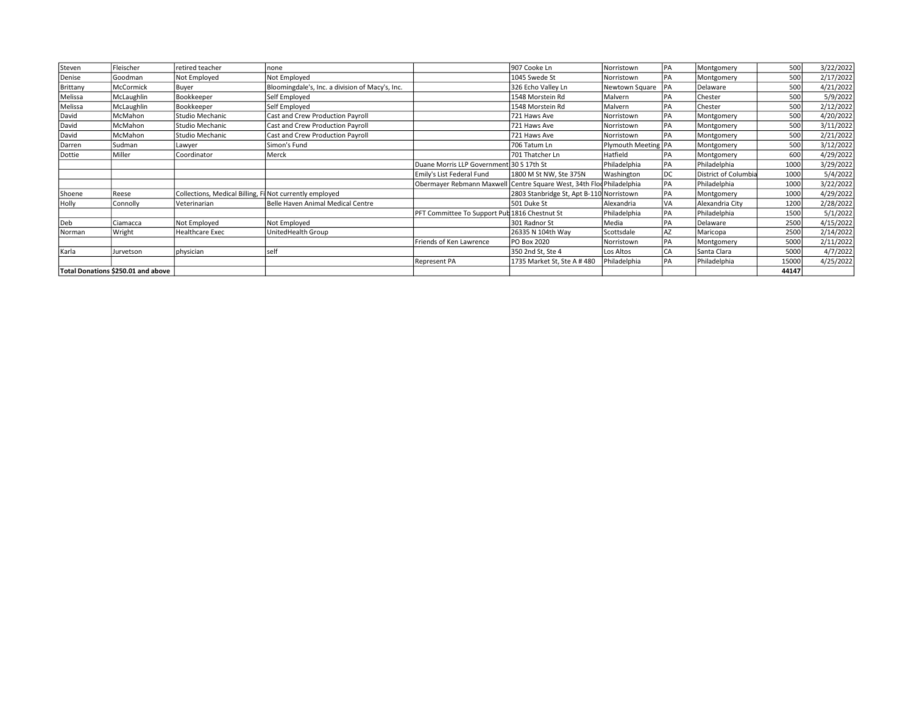| | | | | | | | | | | |
|---|---|---|---|---|---|---|---|---|---|---|
| Steven | Fleischer | retired teacher | none | | 907 Cooke Ln | Norristown | PA | Montgomery | 500 | 3/22/2022 |
| Denise | Goodman | Not Employed | Not Employed | | 1045 Swede St | Norristown | PA | Montgomery | 500 | 2/17/2022 |
| Brittany | McCormick | Buyer | Bloomingdale's, Inc. a division of Macy's, Inc. | | 326 Echo Valley Ln | Newtown Square | PA | Delaware | 500 | 4/21/2022 |
| Melissa | McLaughlin | Bookkeeper | Self Employed | | 1548 Morstein Rd | Malvern | PA | Chester | 500 | 5/9/2022 |
| Melissa | McLaughlin | Bookkeeper | Self Employed | | 1548 Morstein Rd | Malvern | PA | Chester | 500 | 2/12/2022 |
| David | McMahon | Studio Mechanic | Cast and Crew Production Payroll | | 721 Haws Ave | Norristown | PA | Montgomery | 500 | 4/20/2022 |
| David | McMahon | Studio Mechanic | Cast and Crew Production Payroll | | 721 Haws Ave | Norristown | PA | Montgomery | 500 | 3/11/2022 |
| David | McMahon | Studio Mechanic | Cast and Crew Production Payroll | | 721 Haws Ave | Norristown | PA | Montgomery | 500 | 2/21/2022 |
| Darren | Sudman | Lawyer | Simon's Fund | | 706 Tatum Ln | Plymouth Meeting | PA | Montgomery | 500 | 3/12/2022 |
| Dottie | Miller | Coordinator | Merck | | 701 Thatcher Ln | Hatfield | PA | Montgomery | 600 | 4/29/2022 |
| | | | | Duane Morris LLP Government | 30 S 17th St | Philadelphia | PA | Philadelphia | 1000 | 3/29/2022 |
| | | | | Emily's List Federal Fund | 1800 M St NW, Ste 375N | Washington | DC | District of Columbia | 1000 | 5/4/2022 |
| | | | | Obermayer Rebmann Maxwell | Centre Square West, 34th Flo | Philadelphia | PA | Philadelphia | 1000 | 3/22/2022 |
| Shoene | Reese | Collections, Medical Billing, Fi | Not currently employed | | 2803 Stanbridge St, Apt B-110 | Norristown | PA | Montgomery | 1000 | 4/29/2022 |
| Holly | Connolly | Veterinarian | Belle Haven Animal Medical Centre | | 501 Duke St | Alexandria | VA | Alexandria City | 1200 | 2/28/2022 |
| | | | | PFT Committee To Support Pub | 1816 Chestnut St | Philadelphia | PA | Philadelphia | 1500 | 5/1/2022 |
| Deb | Ciamacca | Not Employed | Not Employed | | 301 Radnor St | Media | PA | Delaware | 2500 | 4/15/2022 |
| Norman | Wright | Healthcare Exec | UnitedHealth Group | | 26335 N 104th Way | Scottsdale | AZ | Maricopa | 2500 | 2/14/2022 |
| | | | | Friends of Ken Lawrence | PO Box 2020 | Norristown | PA | Montgomery | 5000 | 2/11/2022 |
| Karla | Jurvetson | physician | self | | 350 2nd St, Ste 4 | Los Altos | CA | Santa Clara | 5000 | 4/7/2022 |
| | | | | Represent PA | 1735 Market St, Ste A # 480 | Philadelphia | PA | Philadelphia | 15000 | 4/25/2022 |
| **Total Donations $250.01 and above** | | | | | | | | | **44147** | |